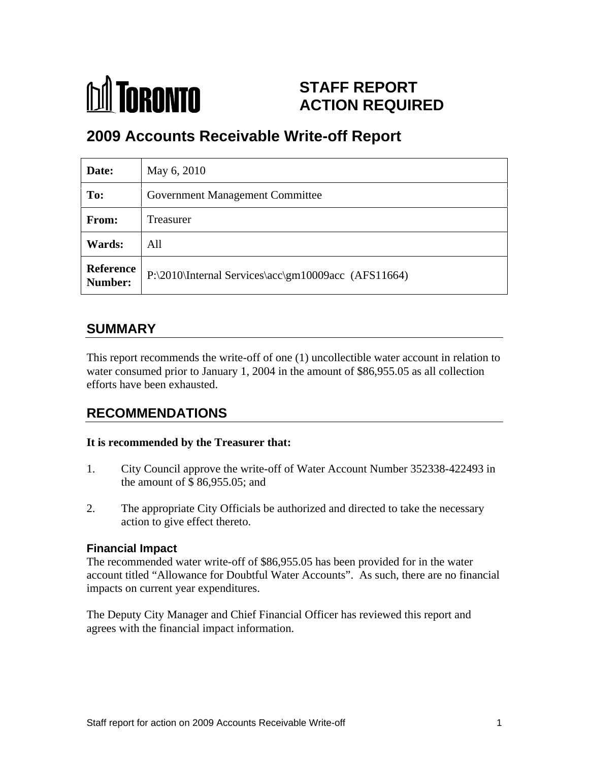TORONTO

# STAFF REPORT ACTION REQUIRED

# 2009 Accounts Receivable Write-off Report

| | |
|---|---|
| **Date:** | May 6, 2010 |
| **To:** | Government Management Committee |
| **From:** | Treasurer |
| **Wards:** | All |
| **Reference Number:** | P:\2010\Internal Services\acc\gm10009acc (AFS11664) |

## SUMMARY

This report recommends the write-off of one (1) uncollectible water account in relation to water consumed prior to January 1, 2004 in the amount of $86,955.05 as all collection efforts have been exhausted.

## RECOMMENDATIONS

**It is recommended by the Treasurer that:**

1. City Council approve the write-off of Water Account Number 352338-422493 in the amount of $ 86,955.05; and

2. The appropriate City Officials be authorized and directed to take the necessary action to give effect thereto.

### Financial Impact

The recommended water write-off of $86,955.05 has been provided for in the water account titled “Allowance for Doubtful Water Accounts”. As such, there are no financial impacts on current year expenditures.

The Deputy City Manager and Chief Financial Officer has reviewed this report and agrees with the financial impact information.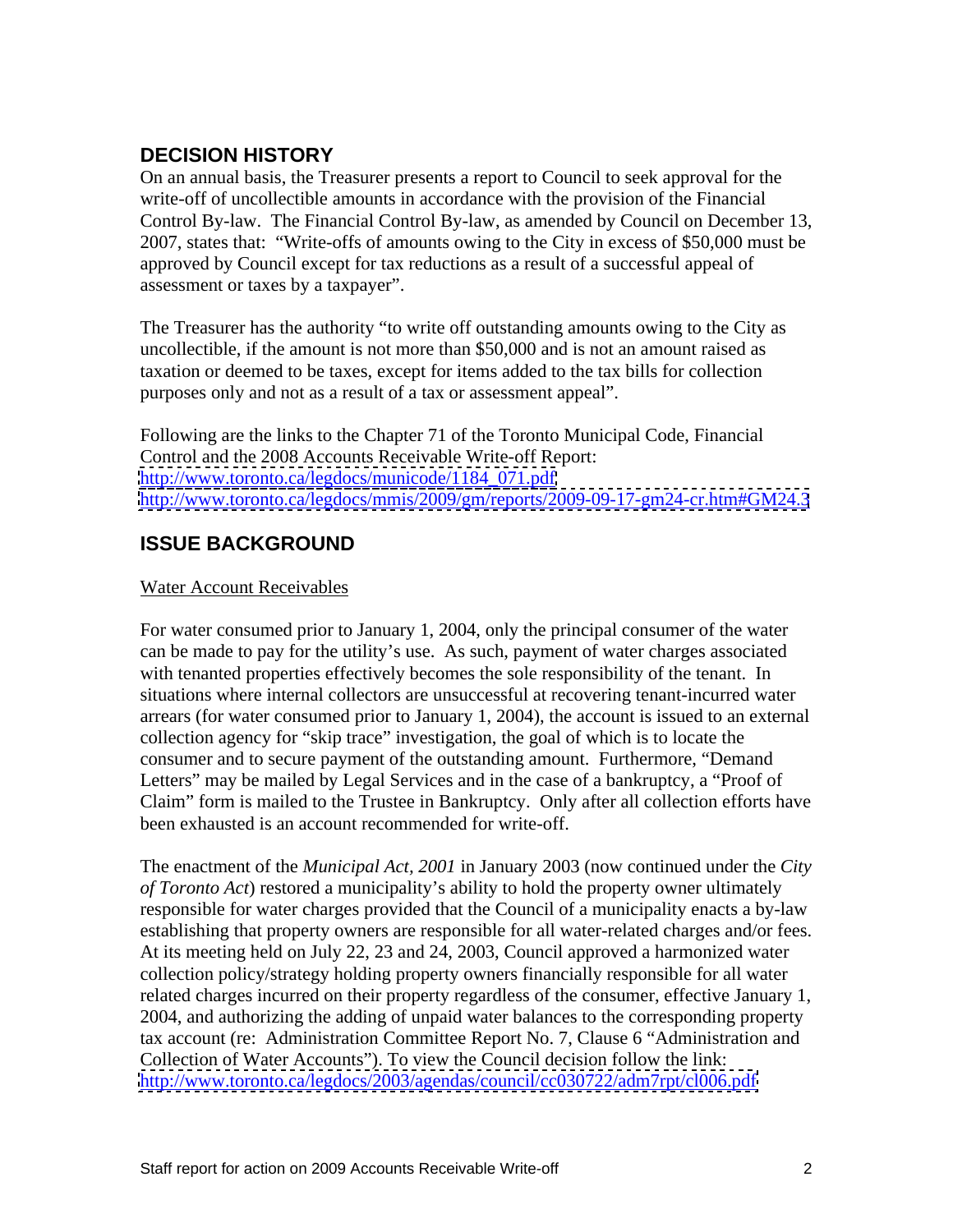## DECISION HISTORY

On an annual basis, the Treasurer presents a report to Council to seek approval for the write-off of uncollectible amounts in accordance with the provision of the Financial Control By-law. The Financial Control By-law, as amended by Council on December 13, 2007, states that: "Write-offs of amounts owing to the City in excess of $50,000 must be approved by Council except for tax reductions as a result of a successful appeal of assessment or taxes by a taxpayer".

The Treasurer has the authority "to write off outstanding amounts owing to the City as uncollectible, if the amount is not more than $50,000 and is not an amount raised as taxation or deemed to be taxes, except for items added to the tax bills for collection purposes only and not as a result of a tax or assessment appeal".

Following are the links to the Chapter 71 of the Toronto Municipal Code, Financial Control and the 2008 Accounts Receivable Write-off Report:
http://www.toronto.ca/legdocs/municode/1184_071.pdf
http://www.toronto.ca/legdocs/mmis/2009/gm/reports/2009-09-17-gm24-cr.htm#GM24.3

## ISSUE BACKGROUND

Water Account Receivables

For water consumed prior to January 1, 2004, only the principal consumer of the water can be made to pay for the utility's use. As such, payment of water charges associated with tenanted properties effectively becomes the sole responsibility of the tenant. In situations where internal collectors are unsuccessful at recovering tenant-incurred water arrears (for water consumed prior to January 1, 2004), the account is issued to an external collection agency for "skip trace" investigation, the goal of which is to locate the consumer and to secure payment of the outstanding amount. Furthermore, "Demand Letters" may be mailed by Legal Services and in the case of a bankruptcy, a "Proof of Claim" form is mailed to the Trustee in Bankruptcy. Only after all collection efforts have been exhausted is an account recommended for write-off.

The enactment of the *Municipal Act, 2001* in January 2003 (now continued under the *City of Toronto Act*) restored a municipality's ability to hold the property owner ultimately responsible for water charges provided that the Council of a municipality enacts a by-law establishing that property owners are responsible for all water-related charges and/or fees. At its meeting held on July 22, 23 and 24, 2003, Council approved a harmonized water collection policy/strategy holding property owners financially responsible for all water related charges incurred on their property regardless of the consumer, effective January 1, 2004, and authorizing the adding of unpaid water balances to the corresponding property tax account (re: Administration Committee Report No. 7, Clause 6 "Administration and Collection of Water Accounts"). To view the Council decision follow the link:
http://www.toronto.ca/legdocs/2003/agendas/council/cc030722/adm7rpt/cl006.pdf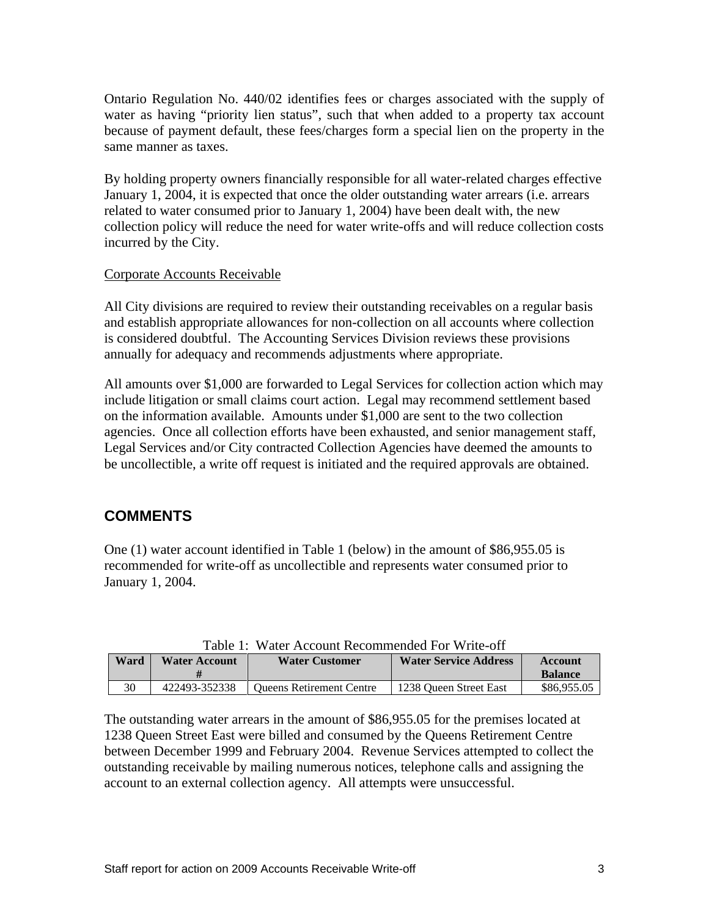Ontario Regulation No. 440/02 identifies fees or charges associated with the supply of water as having "priority lien status", such that when added to a property tax account because of payment default, these fees/charges form a special lien on the property in the same manner as taxes.

By holding property owners financially responsible for all water-related charges effective January 1, 2004, it is expected that once the older outstanding water arrears (i.e. arrears related to water consumed prior to January 1, 2004) have been dealt with, the new collection policy will reduce the need for water write-offs and will reduce collection costs incurred by the City.

Corporate Accounts Receivable

All City divisions are required to review their outstanding receivables on a regular basis and establish appropriate allowances for non-collection on all accounts where collection is considered doubtful. The Accounting Services Division reviews these provisions annually for adequacy and recommends adjustments where appropriate.

All amounts over $1,000 are forwarded to Legal Services for collection action which may include litigation or small claims court action. Legal may recommend settlement based on the information available. Amounts under $1,000 are sent to the two collection agencies. Once all collection efforts have been exhausted, and senior management staff, Legal Services and/or City contracted Collection Agencies have deemed the amounts to be uncollectible, a write off request is initiated and the required approvals are obtained.

## COMMENTS

One (1) water account identified in Table 1 (below) in the amount of $86,955.05 is recommended for write-off as uncollectible and represents water consumed prior to January 1, 2004.

Table 1: Water Account Recommended For Write-off

| Ward | Water Account # | Water Customer | Water Service Address | Account Balance |
|---|---|---|---|---|
| 30 | 422493-352338 | Queens Retirement Centre | 1238 Queen Street East | $86,955.05 |

The outstanding water arrears in the amount of $86,955.05 for the premises located at 1238 Queen Street East were billed and consumed by the Queens Retirement Centre between December 1999 and February 2004. Revenue Services attempted to collect the outstanding receivable by mailing numerous notices, telephone calls and assigning the account to an external collection agency. All attempts were unsuccessful.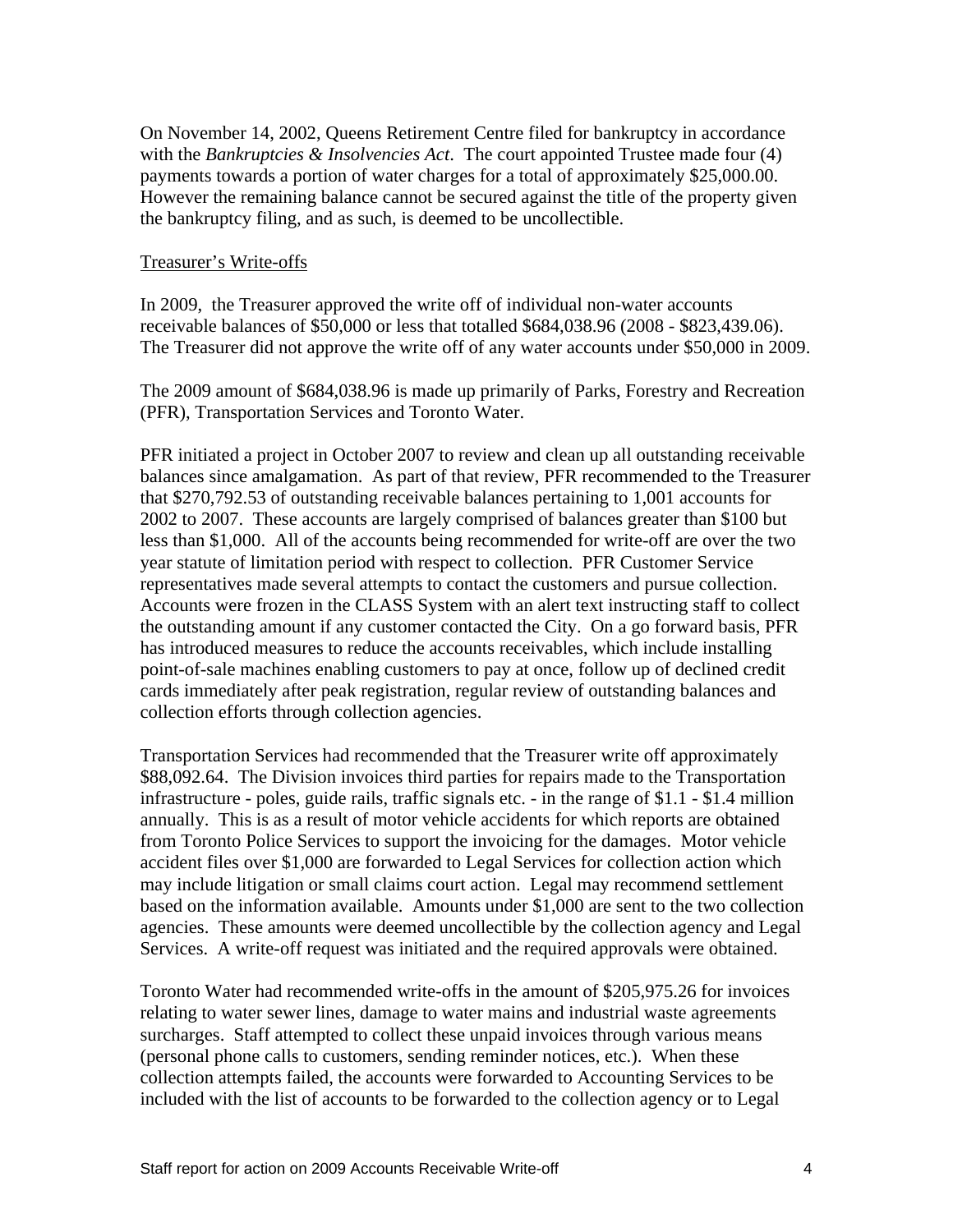On November 14, 2002, Queens Retirement Centre filed for bankruptcy in accordance with the *Bankruptcies & Insolvencies Act*. The court appointed Trustee made four (4) payments towards a portion of water charges for a total of approximately $25,000.00. However the remaining balance cannot be secured against the title of the property given the bankruptcy filing, and as such, is deemed to be uncollectible.

<u>Treasurer's Write-offs</u>

In 2009, the Treasurer approved the write off of individual non-water accounts receivable balances of $50,000 or less that totalled $684,038.96 (2008 - $823,439.06). The Treasurer did not approve the write off of any water accounts under $50,000 in 2009.

The 2009 amount of $684,038.96 is made up primarily of Parks, Forestry and Recreation (PFR), Transportation Services and Toronto Water.

PFR initiated a project in October 2007 to review and clean up all outstanding receivable balances since amalgamation. As part of that review, PFR recommended to the Treasurer that $270,792.53 of outstanding receivable balances pertaining to 1,001 accounts for 2002 to 2007. These accounts are largely comprised of balances greater than $100 but less than $1,000. All of the accounts being recommended for write-off are over the two year statute of limitation period with respect to collection. PFR Customer Service representatives made several attempts to contact the customers and pursue collection. Accounts were frozen in the CLASS System with an alert text instructing staff to collect the outstanding amount if any customer contacted the City. On a go forward basis, PFR has introduced measures to reduce the accounts receivables, which include installing point-of-sale machines enabling customers to pay at once, follow up of declined credit cards immediately after peak registration, regular review of outstanding balances and collection efforts through collection agencies.

Transportation Services had recommended that the Treasurer write off approximately $88,092.64. The Division invoices third parties for repairs made to the Transportation infrastructure - poles, guide rails, traffic signals etc. - in the range of $1.1 - $1.4 million annually. This is as a result of motor vehicle accidents for which reports are obtained from Toronto Police Services to support the invoicing for the damages. Motor vehicle accident files over $1,000 are forwarded to Legal Services for collection action which may include litigation or small claims court action. Legal may recommend settlement based on the information available. Amounts under $1,000 are sent to the two collection agencies. These amounts were deemed uncollectible by the collection agency and Legal Services. A write-off request was initiated and the required approvals were obtained.

Toronto Water had recommended write-offs in the amount of $205,975.26 for invoices relating to water sewer lines, damage to water mains and industrial waste agreements surcharges. Staff attempted to collect these unpaid invoices through various means (personal phone calls to customers, sending reminder notices, etc.). When these collection attempts failed, the accounts were forwarded to Accounting Services to be included with the list of accounts to be forwarded to the collection agency or to Legal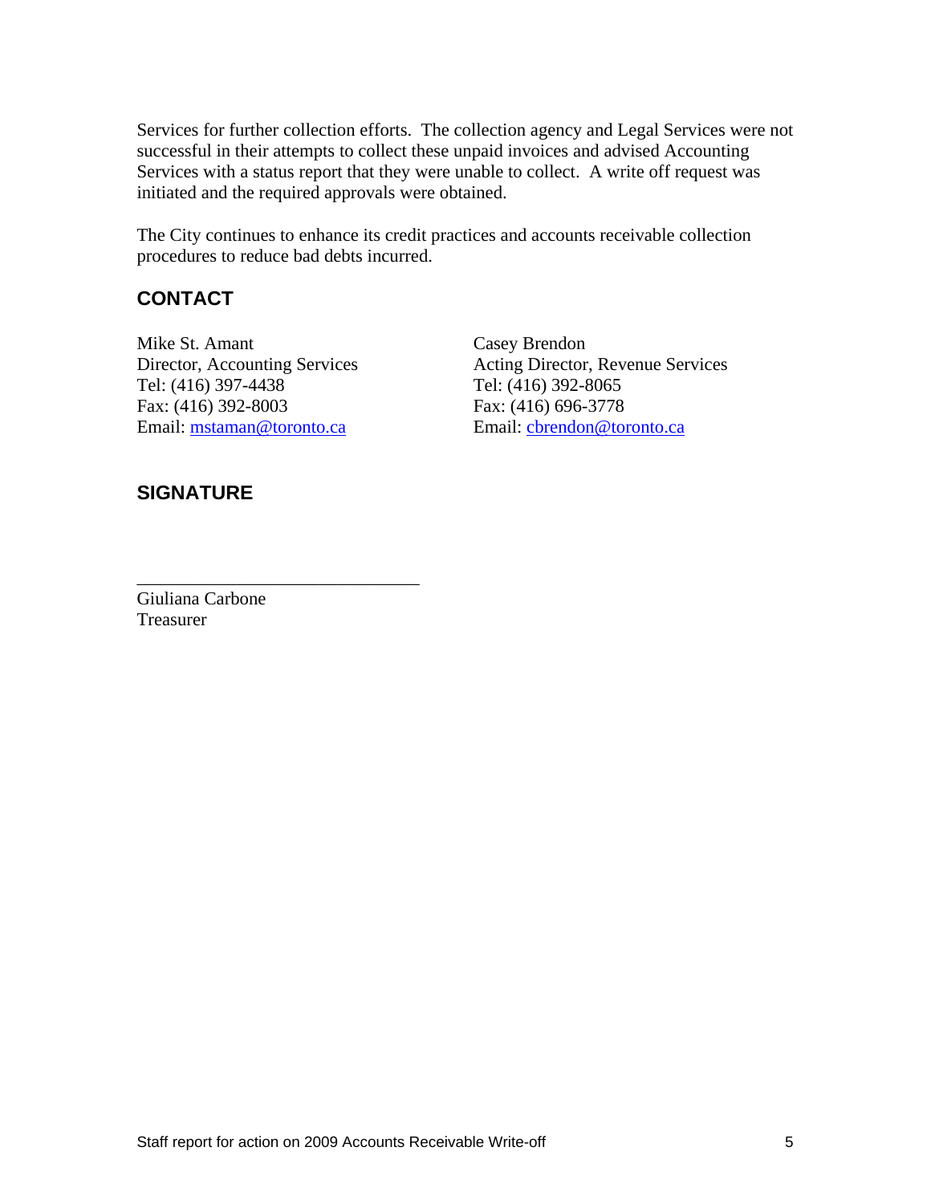Services for further collection efforts. The collection agency and Legal Services were not successful in their attempts to collect these unpaid invoices and advised Accounting Services with a status report that they were unable to collect. A write off request was initiated and the required approvals were obtained.

The City continues to enhance its credit practices and accounts receivable collection procedures to reduce bad debts incurred.

## CONTACT

Mike St. Amant
Director, Accounting Services
Tel: (416) 397-4438
Fax: (416) 392-8003
Email: mstaman@toronto.ca

Casey Brendon
Acting Director, Revenue Services
Tel: (416) 392-8065
Fax: (416) 696-3778
Email: cbrendon@toronto.ca

## SIGNATURE

_______________________________

Giuliana Carbone
Treasurer